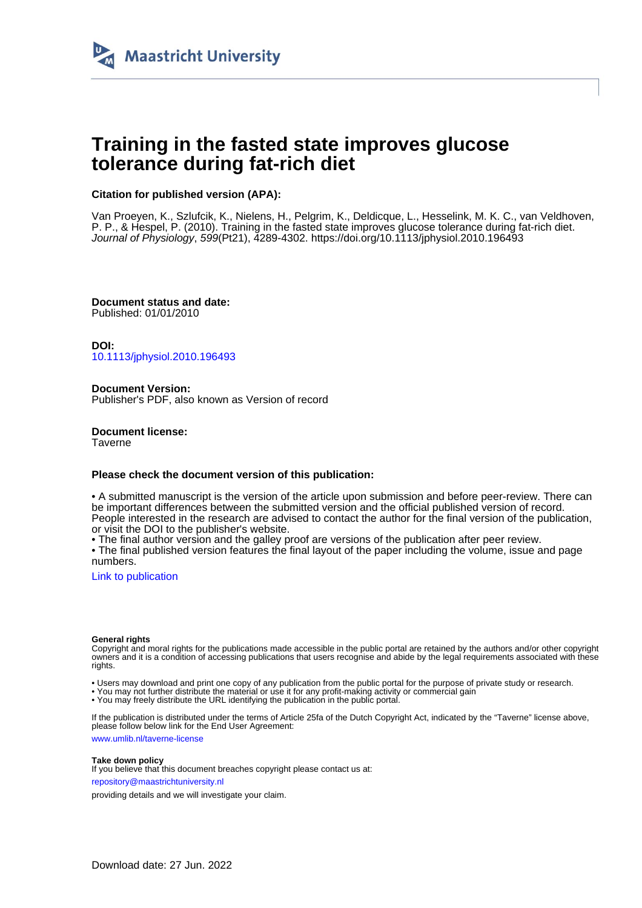# Training in the fasted state improves glucose tolerance during fat-rich diet

**Citation for published version (APA):**

Van Proeyen, K., Szlufcik, K., Nielens, H., Pelgrim, K., Deldicque, L., Hesselink, M. K. C., van Veldhoven, P. P., & Hespel, P. (2010). Training in the fasted state improves glucose tolerance during fat-rich diet. *Journal of Physiology*, *599*(Pt21), 4289-4302. https://doi.org/10.1113/jphysiol.2010.196493

**Document status and date:**
Published: 01/01/2010

**DOI:**
10.1113/jphysiol.2010.196493

**Document Version:**
Publisher's PDF, also known as Version of record

**Document license:**
Taverne

**Please check the document version of this publication:**

• A submitted manuscript is the version of the article upon submission and before peer-review. There can be important differences between the submitted version and the official published version of record. People interested in the research are advised to contact the author for the final version of the publication, or visit the DOI to the publisher's website.
• The final author version and the galley proof are versions of the publication after peer review.
• The final published version features the final layout of the paper including the volume, issue and page numbers.

Link to publication

**General rights**
Copyright and moral rights for the publications made accessible in the public portal are retained by the authors and/or other copyright owners and it is a condition of accessing publications that users recognise and abide by the legal requirements associated with these rights.

• Users may download and print one copy of any publication from the public portal for the purpose of private study or research.
• You may not further distribute the material or use it for any profit-making activity or commercial gain
• You may freely distribute the URL identifying the publication in the public portal.

If the publication is distributed under the terms of Article 25fa of the Dutch Copyright Act, indicated by the "Taverne" license above, please follow below link for the End User Agreement:

www.umlib.nl/taverne-license

**Take down policy**
If you believe that this document breaches copyright please contact us at:

repository@maastrichtuniversity.nl

providing details and we will investigate your claim.

Download date: 27 Jun. 2022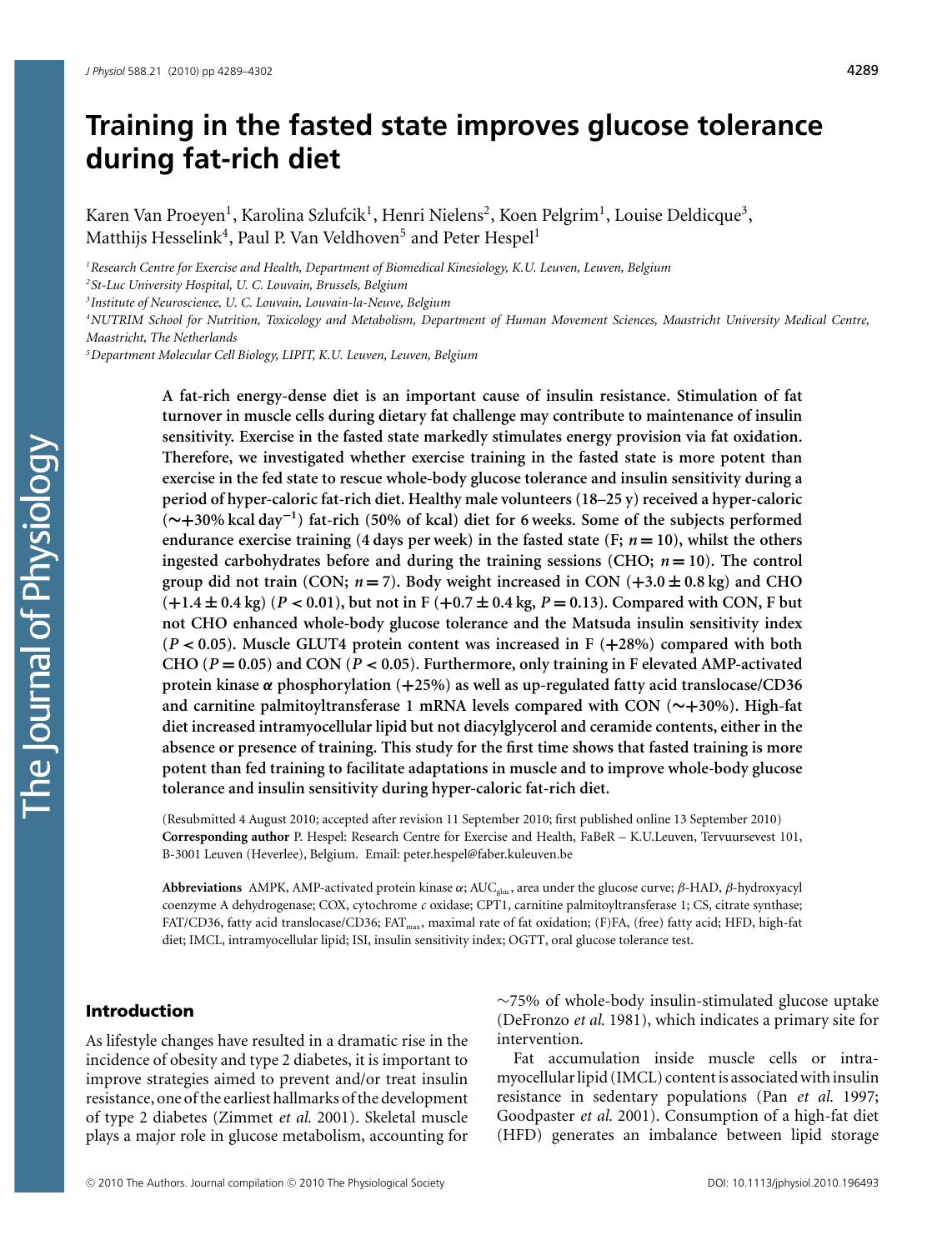# Training in the fasted state improves glucose tolerance during fat-rich diet

Karen Van Proeyen[1], Karolina Szlufcik[1], Henri Nielens[2], Koen Pelgrim[1], Louise Deldicque[3], Matthijs Hesselink[4], Paul P. Van Veldhoven[5] and Peter Hespel[1]

[1] *Research Centre for Exercise and Health, Department of Biomedical Kinesiology, K.U. Leuven, Leuven, Belgium*
[2] *St-Luc University Hospital, U. C. Louvain, Brussels, Belgium*
[3] *Institute of Neuroscience, U. C. Louvain, Louvain-la-Neuve, Belgium*
[4] *NUTRIM School for Nutrition, Toxicology and Metabolism, Department of Human Movement Sciences, Maastricht University Medical Centre, Maastricht, The Netherlands*
[5] *Department Molecular Cell Biology, LIPIT, K.U. Leuven, Leuven, Belgium*

**A fat-rich energy-dense diet is an important cause of insulin resistance. Stimulation of fat turnover in muscle cells during dietary fat challenge may contribute to maintenance of insulin sensitivity. Exercise in the fasted state markedly stimulates energy provision via fat oxidation. Therefore, we investigated whether exercise training in the fasted state is more potent than exercise in the fed state to rescue whole-body glucose tolerance and insulin sensitivity during a period of hyper-caloric fat-rich diet. Healthy male volunteers (18–25 y) received a hyper-caloric (∼+30% kcal day$^{-1}$) fat-rich (50% of kcal) diet for 6 weeks. Some of the subjects performed endurance exercise training (4 days per week) in the fasted state (F; $n = 10$), whilst the others ingested carbohydrates before and during the training sessions (CHO; $n = 10$). The control group did not train (CON; $n = 7$). Body weight increased in CON (+3.0 ± 0.8 kg) and CHO (+1.4 ± 0.4 kg) ($P < 0.01$), but not in F (+0.7 ± 0.4 kg, $P = 0.13$). Compared with CON, F but not CHO enhanced whole-body glucose tolerance and the Matsuda insulin sensitivity index ($P < 0.05$). Muscle GLUT4 protein content was increased in F (+28%) compared with both CHO ($P = 0.05$) and CON ($P < 0.05$). Furthermore, only training in F elevated AMP-activated protein kinase α phosphorylation (+25%) as well as up-regulated fatty acid translocase/CD36 and carnitine palmitoyltransferase 1 mRNA levels compared with CON (∼+30%). High-fat diet increased intramyocellular lipid but not diacylglycerol and ceramide contents, either in the absence or presence of training. This study for the first time shows that fasted training is more potent than fed training to facilitate adaptations in muscle and to improve whole-body glucose tolerance and insulin sensitivity during hyper-caloric fat-rich diet.**

(Resubmitted 4 August 2010; accepted after revision 11 September 2010; first published online 13 September 2010)
**Corresponding author** P. Hespel: Research Centre for Exercise and Health, FaBeR – K.U.Leuven, Tervuursevest 101, B-3001 Leuven (Heverlee), Belgium. Email: peter.hespel@faber.kuleuven.be

**Abbreviations** AMPK, AMP-activated protein kinase α; $AUC_{gluc}$, area under the glucose curve; β-HAD, β-hydroxyacyl coenzyme A dehydrogenase; COX, cytochrome *c* oxidase; CPT1, carnitine palmitoyltransferase 1; CS, citrate synthase; FAT/CD36, fatty acid translocase/CD36; $FAT_{max}$, maximal rate of fat oxidation; (F)FA, (free) fatty acid; HFD, high-fat diet; IMCL, intramyocellular lipid; ISI, insulin sensitivity index; OGTT, oral glucose tolerance test.

## Introduction

As lifestyle changes have resulted in a dramatic rise in the incidence of obesity and type 2 diabetes, it is important to improve strategies aimed to prevent and/or treat insulin resistance, one of the earliest hallmarks of the development of type 2 diabetes (Zimmet *et al.* 2001). Skeletal muscle plays a major role in glucose metabolism, accounting for ∼75% of whole-body insulin-stimulated glucose uptake (DeFronzo *et al.* 1981), which indicates a primary site for intervention.

Fat accumulation inside muscle cells or intramyocellular lipid (IMCL) content is associated with insulin resistance in sedentary populations (Pan *et al.* 1997; Goodpaster *et al.* 2001). Consumption of a high-fat diet (HFD) generates an imbalance between lipid storage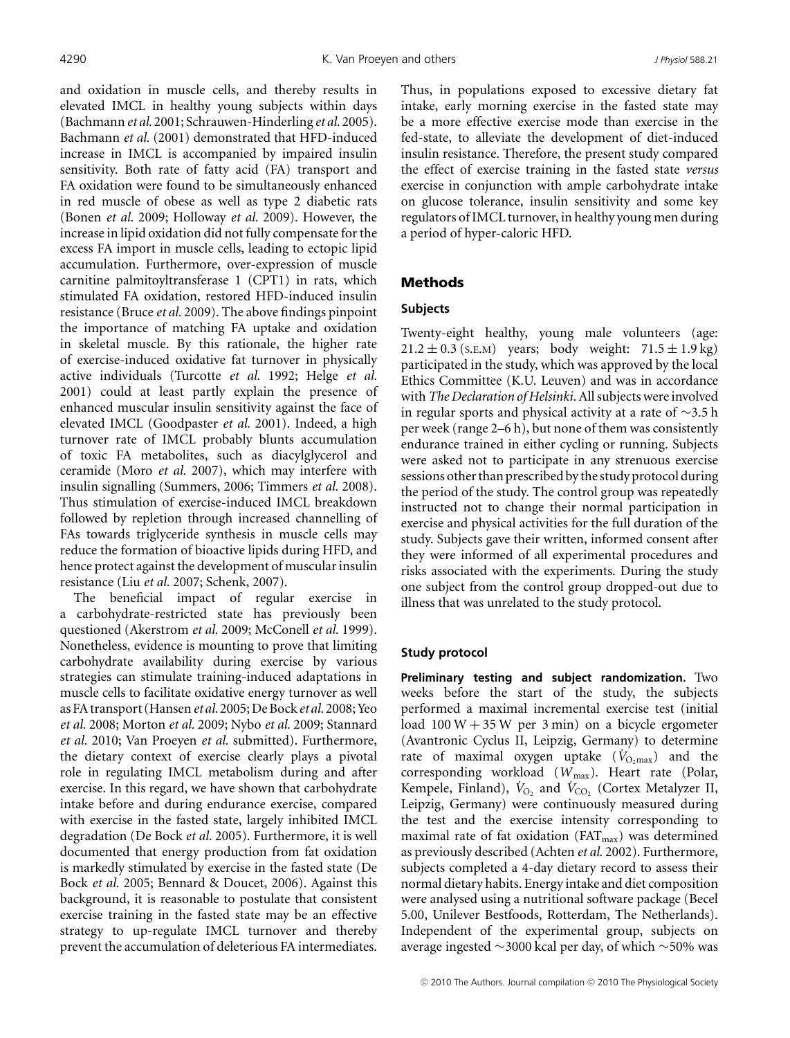and oxidation in muscle cells, and thereby results in elevated IMCL in healthy young subjects within days (Bachmann *et al.* 2001; Schrauwen-Hinderling *et al.* 2005). Bachmann *et al.* (2001) demonstrated that HFD-induced increase in IMCL is accompanied by impaired insulin sensitivity. Both rate of fatty acid (FA) transport and FA oxidation were found to be simultaneously enhanced in red muscle of obese as well as type 2 diabetic rats (Bonen *et al.* 2009; Holloway *et al.* 2009). However, the increase in lipid oxidation did not fully compensate for the excess FA import in muscle cells, leading to ectopic lipid accumulation. Furthermore, over-expression of muscle carnitine palmitoyltransferase 1 (CPT1) in rats, which stimulated FA oxidation, restored HFD-induced insulin resistance (Bruce *et al.* 2009). The above findings pinpoint the importance of matching FA uptake and oxidation in skeletal muscle. By this rationale, the higher rate of exercise-induced oxidative fat turnover in physically active individuals (Turcotte *et al.* 1992; Helge *et al.* 2001) could at least partly explain the presence of enhanced muscular insulin sensitivity against the face of elevated IMCL (Goodpaster *et al.* 2001). Indeed, a high turnover rate of IMCL probably blunts accumulation of toxic FA metabolites, such as diacylglycerol and ceramide (Moro *et al.* 2007), which may interfere with insulin signalling (Summers, 2006; Timmers *et al.* 2008). Thus stimulation of exercise-induced IMCL breakdown followed by repletion through increased channelling of FAs towards triglyceride synthesis in muscle cells may reduce the formation of bioactive lipids during HFD, and hence protect against the development of muscular insulin resistance (Liu *et al.* 2007; Schenk, 2007).

The beneficial impact of regular exercise in a carbohydrate-restricted state has previously been questioned (Akerstrom *et al.* 2009; McConell *et al.* 1999). Nonetheless, evidence is mounting to prove that limiting carbohydrate availability during exercise by various strategies can stimulate training-induced adaptations in muscle cells to facilitate oxidative energy turnover as well as FA transport (Hansen *et al.* 2005; De Bock *et al.* 2008; Yeo *et al.* 2008; Morton *et al.* 2009; Nybo *et al.* 2009; Stannard *et al.* 2010; Van Proeyen *et al.* submitted). Furthermore, the dietary context of exercise clearly plays a pivotal role in regulating IMCL metabolism during and after exercise. In this regard, we have shown that carbohydrate intake before and during endurance exercise, compared with exercise in the fasted state, largely inhibited IMCL degradation (De Bock *et al.* 2005). Furthermore, it is well documented that energy production from fat oxidation is markedly stimulated by exercise in the fasted state (De Bock *et al.* 2005; Bennard & Doucet, 2006). Against this background, it is reasonable to postulate that consistent exercise training in the fasted state may be an effective strategy to up-regulate IMCL turnover and thereby prevent the accumulation of deleterious FA intermediates. Thus, in populations exposed to excessive dietary fat intake, early morning exercise in the fasted state may be a more effective exercise mode than exercise in the fed-state, to alleviate the development of diet-induced insulin resistance. Therefore, the present study compared the effect of exercise training in the fasted state *versus* exercise in conjunction with ample carbohydrate intake on glucose tolerance, insulin sensitivity and some key regulators of IMCL turnover, in healthy young men during a period of hyper-caloric HFD.

## Methods

### Subjects

Twenty-eight healthy, young male volunteers (age: $21.2 \pm 0.3$ (S.E.M) years; body weight: $71.5 \pm 1.9$ kg) participated in the study, which was approved by the local Ethics Committee (K.U. Leuven) and was in accordance with *The Declaration of Helsinki*. All subjects were involved in regular sports and physical activity at a rate of ~3.5 h per week (range 2–6 h), but none of them was consistently endurance trained in either cycling or running. Subjects were asked not to participate in any strenuous exercise sessions other than prescribed by the study protocol during the period of the study. The control group was repeatedly instructed not to change their normal participation in exercise and physical activities for the full duration of the study. Subjects gave their written, informed consent after they were informed of all experimental procedures and risks associated with the experiments. During the study one subject from the control group dropped-out due to illness that was unrelated to the study protocol.

### Study protocol

**Preliminary testing and subject randomization.** Two weeks before the start of the study, the subjects performed a maximal incremental exercise test (initial load $100\,W + 35\,W$ per 3 min) on a bicycle ergometer (Avantronic Cyclus II, Leipzig, Germany) to determine rate of maximal oxygen uptake ($\dot{V}_{O_2max}$) and the corresponding workload ($W_{max}$). Heart rate (Polar, Kempele, Finland), $\dot{V}_{O_2}$ and $\dot{V}_{CO_2}$ (Cortex Metalyzer II, Leipzig, Germany) were continuously measured during the test and the exercise intensity corresponding to maximal rate of fat oxidation ($FAT_{max}$) was determined as previously described (Achten *et al.* 2002). Furthermore, subjects completed a 4-day dietary record to assess their normal dietary habits. Energy intake and diet composition were analysed using a nutritional software package (Becel 5.00, Unilever Bestfoods, Rotterdam, The Netherlands). Independent of the experimental group, subjects on average ingested ~3000 kcal per day, of which ~50% was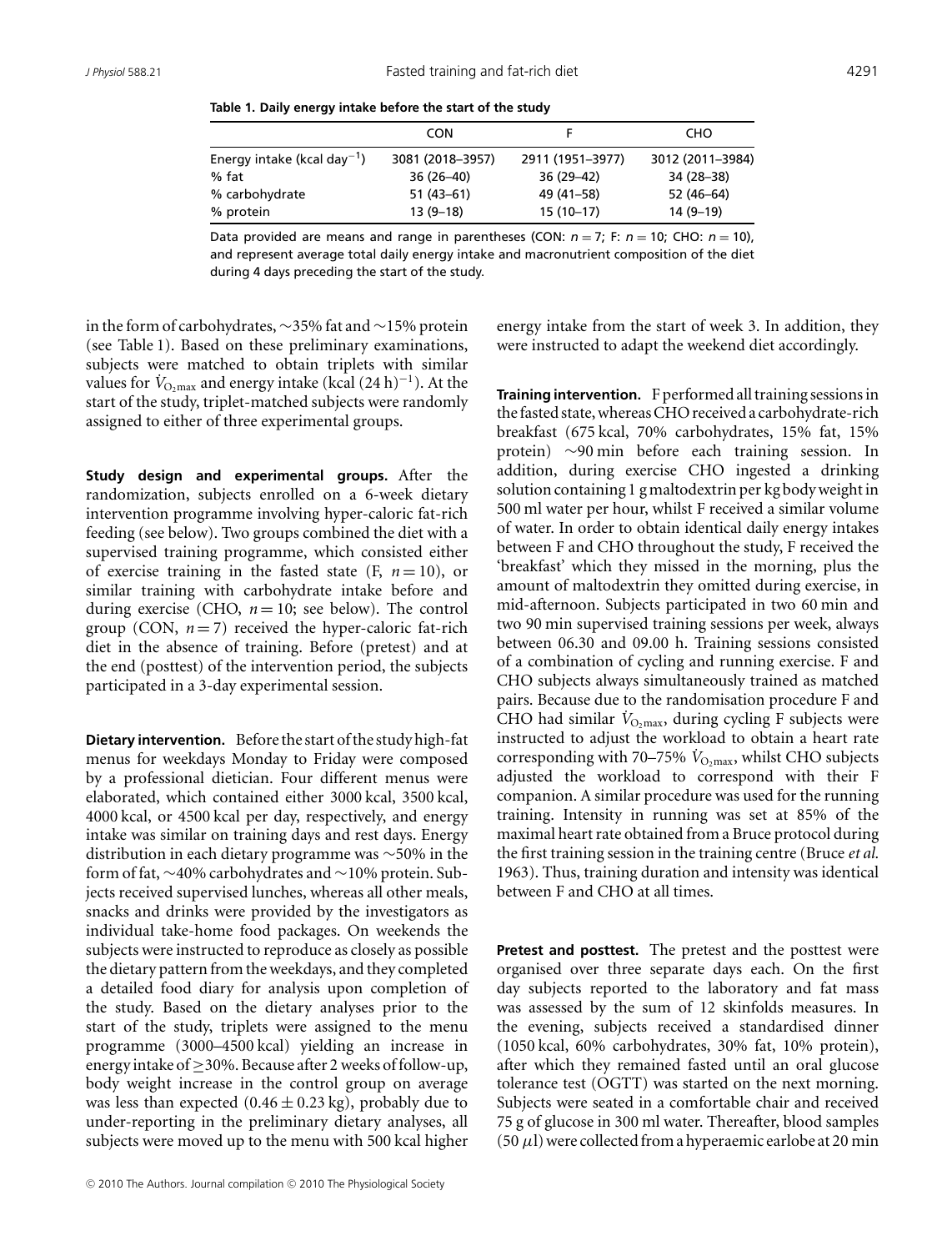**Table 1. Daily energy intake before the start of the study**

| | CON | F | CHO |
|---|---|---|---|
| Energy intake (kcal day$^{-1}$) | 3081 (2018–3957) | 2911 (1951–3977) | 3012 (2011–3984) |
| % fat | 36 (26–40) | 36 (29–42) | 34 (28–38) |
| % carbohydrate | 51 (43–61) | 49 (41–58) | 52 (46–64) |
| % protein | 13 (9–18) | 15 (10–17) | 14 (9–19) |

Data provided are means and range in parentheses (CON: $n = 7$; F: $n = 10$; CHO: $n = 10$), and represent average total daily energy intake and macronutrient composition of the diet during 4 days preceding the start of the study.

in the form of carbohydrates, ~35% fat and ~15% protein (see Table 1). Based on these preliminary examinations, subjects were matched to obtain triplets with similar values for $\dot{V}_{O_2max}$ and energy intake (kcal (24 h)$^{-1}$). At the start of the study, triplet-matched subjects were randomly assigned to either of three experimental groups.

**Study design and experimental groups.** After the randomization, subjects enrolled on a 6-week dietary intervention programme involving hyper-caloric fat-rich feeding (see below). Two groups combined the diet with a supervised training programme, which consisted either of exercise training in the fasted state (F, $n = 10$), or similar training with carbohydrate intake before and during exercise (CHO, $n = 10$; see below). The control group (CON, $n = 7$) received the hyper-caloric fat-rich diet in the absence of training. Before (pretest) and at the end (posttest) of the intervention period, the subjects participated in a 3-day experimental session.

**Dietary intervention.** Before the start of the study high-fat menus for weekdays Monday to Friday were composed by a professional dietician. Four different menus were elaborated, which contained either 3000 kcal, 3500 kcal, 4000 kcal, or 4500 kcal per day, respectively, and energy intake was similar on training days and rest days. Energy distribution in each dietary programme was ~50% in the form of fat, ~40% carbohydrates and ~10% protein. Subjects received supervised lunches, whereas all other meals, snacks and drinks were provided by the investigators as individual take-home food packages. On weekends the subjects were instructed to reproduce as closely as possible the dietary pattern from the weekdays, and they completed a detailed food diary for analysis upon completion of the study. Based on the dietary analyses prior to the start of the study, triplets were assigned to the menu programme (3000–4500 kcal) yielding an increase in energy intake of ≥30%. Because after 2 weeks of follow-up, body weight increase in the control group on average was less than expected (0.46 ± 0.23 kg), probably due to under-reporting in the preliminary dietary analyses, all subjects were moved up to the menu with 500 kcal higher energy intake from the start of week 3. In addition, they were instructed to adapt the weekend diet accordingly.

**Training intervention.** F performed all training sessions in the fasted state, whereas CHO received a carbohydrate-rich breakfast (675 kcal, 70% carbohydrates, 15% fat, 15% protein) ~90 min before each training session. In addition, during exercise CHO ingested a drinking solution containing 1 g maltodextrin per kg body weight in 500 ml water per hour, whilst F received a similar volume of water. In order to obtain identical daily energy intakes between F and CHO throughout the study, F received the 'breakfast' which they missed in the morning, plus the amount of maltodextrin they omitted during exercise, in mid-afternoon. Subjects participated in two 60 min and two 90 min supervised training sessions per week, always between 06.30 and 09.00 h. Training sessions consisted of a combination of cycling and running exercise. F and CHO subjects always simultaneously trained as matched pairs. Because due to the randomisation procedure F and CHO had similar $\dot{V}_{O_2max}$, during cycling F subjects were instructed to adjust the workload to obtain a heart rate corresponding with 70–75% $\dot{V}_{O_2max}$, whilst CHO subjects adjusted the workload to correspond with their F companion. A similar procedure was used for the running training. Intensity in running was set at 85% of the maximal heart rate obtained from a Bruce protocol during the first training session in the training centre (Bruce *et al.* 1963). Thus, training duration and intensity was identical between F and CHO at all times.

**Pretest and posttest.** The pretest and the posttest were organised over three separate days each. On the first day subjects reported to the laboratory and fat mass was assessed by the sum of 12 skinfolds measures. In the evening, subjects received a standardised dinner (1050 kcal, 60% carbohydrates, 30% fat, 10% protein), after which they remained fasted until an oral glucose tolerance test (OGTT) was started on the next morning. Subjects were seated in a comfortable chair and received 75 g of glucose in 300 ml water. Thereafter, blood samples (50 $\mu$l) were collected from a hyperaemic earlobe at 20 min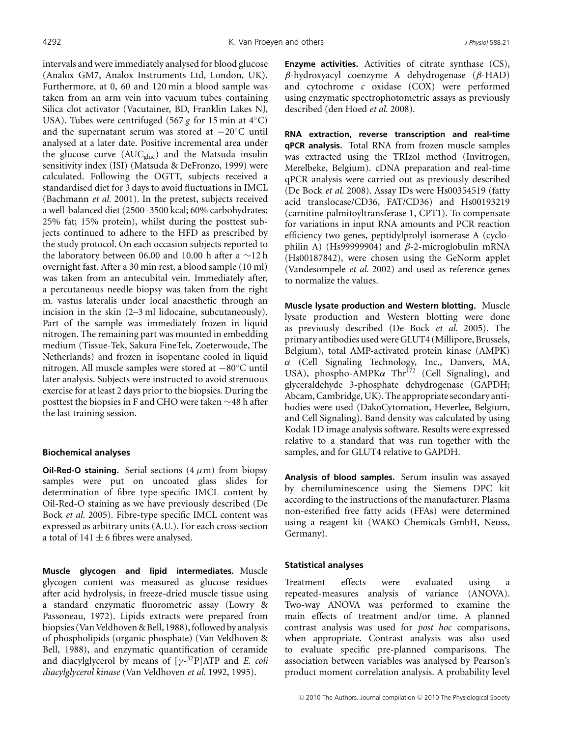intervals and were immediately analysed for blood glucose (Analox GM7, Analox Instruments Ltd, London, UK). Furthermore, at 0, 60 and 120 min a blood sample was taken from an arm vein into vacuum tubes containing Silica clot activator (Vacutainer, BD, Franklin Lakes NJ, USA). Tubes were centrifuged (567 *g* for 15 min at 4°C) and the supernatant serum was stored at −20°C until analysed at a later date. Positive incremental area under the glucose curve ($AUC_{gluc}$) and the Matsuda insulin sensitivity index (ISI) (Matsuda & DeFronzo, 1999) were calculated. Following the OGTT, subjects received a standardised diet for 3 days to avoid fluctuations in IMCL (Bachmann *et al.* 2001). In the pretest, subjects received a well-balanced diet (2500–3500 kcal; 60% carbohydrates; 25% fat; 15% protein), whilst during the posttest subjects continued to adhere to the HFD as prescribed by the study protocol. On each occasion subjects reported to the laboratory between 06.00 and 10.00 h after a ∼12 h overnight fast. After a 30 min rest, a blood sample (10 ml) was taken from an antecubital vein. Immediately after, a percutaneous needle biopsy was taken from the right m. vastus lateralis under local anaesthetic through an incision in the skin (2–3 ml lidocaine, subcutaneously). Part of the sample was immediately frozen in liquid nitrogen. The remaining part was mounted in embedding medium (Tissue-Tek, Sakura FineTek, Zoeterwoude, The Netherlands) and frozen in isopentane cooled in liquid nitrogen. All muscle samples were stored at −80°C until later analysis. Subjects were instructed to avoid strenuous exercise for at least 2 days prior to the biopsies. During the posttest the biopsies in F and CHO were taken ∼48 h after the last training session.

### Biochemical analyses

**Oil-Red-O staining.** Serial sections (4 $\mu$m) from biopsy samples were put on uncoated glass slides for determination of fibre type-specific IMCL content by Oil-Red-O staining as we have previously described (De Bock *et al.* 2005). Fibre-type specific IMCL content was expressed as arbitrary units (A.U.). For each cross-section a total of 141 ± 6 fibres were analysed.

**Muscle glycogen and lipid intermediates.** Muscle glycogen content was measured as glucose residues after acid hydrolysis, in freeze-dried muscle tissue using a standard enzymatic fluorometric assay (Lowry & Passoneau, 1972). Lipids extracts were prepared from biopsies (Van Veldhoven & Bell, 1988), followed by analysis of phospholipids (organic phosphate) (Van Veldhoven & Bell, 1988), and enzymatic quantification of ceramide and diacylglycerol by means of [$\gamma$-$^{32}$P]ATP and *E. coli diacylglycerol kinase* (Van Veldhoven *et al.* 1992, 1995).

**Enzyme activities.** Activities of citrate synthase (CS), $\beta$-hydroxyacyl coenzyme A dehydrogenase ($\beta$-HAD) and cytochrome *c* oxidase (COX) were performed using enzymatic spectrophotometric assays as previously described (den Hoed *et al.* 2008).

**RNA extraction, reverse transcription and real-time qPCR analysis.** Total RNA from frozen muscle samples was extracted using the TRIzol method (Invitrogen, Merelbeke, Belgium). cDNA preparation and real-time qPCR analysis were carried out as previously described (De Bock *et al.* 2008). Assay IDs were Hs00354519 (fatty acid translocase/CD36, FAT/CD36) and Hs00193219 (carnitine palmitoyltransferase 1, CPT1). To compensate for variations in input RNA amounts and PCR reaction efficiency two genes, peptidylprolyl isomerase A (cyclophilin A) (Hs99999904) and $\beta$-2-microglobulin mRNA (Hs00187842), were chosen using the GeNorm applet (Vandesompele *et al.* 2002) and used as reference genes to normalize the values.

**Muscle lysate production and Western blotting.** Muscle lysate production and Western blotting were done as previously described (De Bock *et al.* 2005). The primary antibodies used were GLUT4 (Millipore, Brussels, Belgium), total AMP-activated protein kinase (AMPK) $\alpha$ (Cell Signaling Technology, Inc., Danvers, MA, USA), phospho-AMPK$\alpha$ Thr$^{172}$ (Cell Signaling), and glyceraldehyde 3-phosphate dehydrogenase (GAPDH; Abcam, Cambridge, UK). The appropriate secondary antibodies were used (DakoCytomation, Heverlee, Belgium, and Cell Signaling). Band density was calculated by using Kodak 1D image analysis software. Results were expressed relative to a standard that was run together with the samples, and for GLUT4 relative to GAPDH.

**Analysis of blood samples.** Serum insulin was assayed by chemiluminescence using the Siemens DPC kit according to the instructions of the manufacturer. Plasma non-esterified free fatty acids (FFAs) were determined using a reagent kit (WAKO Chemicals GmbH, Neuss, Germany).

### Statistical analyses

Treatment effects were evaluated using a repeated-measures analysis of variance (ANOVA). Two-way ANOVA was performed to examine the main effects of treatment and/or time. A planned contrast analysis was used for *post hoc* comparisons, when appropriate. Contrast analysis was also used to evaluate specific pre-planned comparisons. The association between variables was analysed by Pearson's product moment correlation analysis. A probability level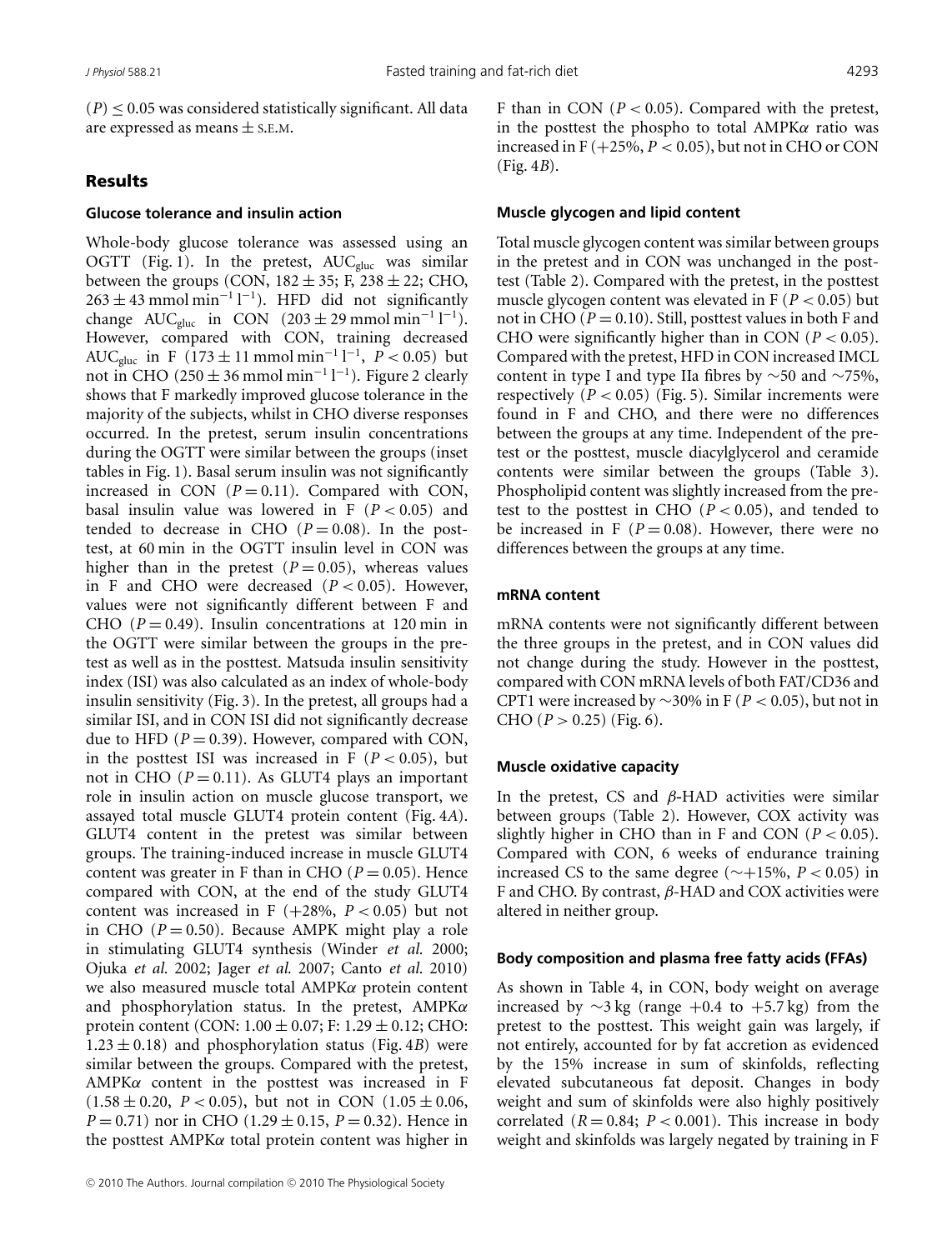$(P) \leq 0.05$ was considered statistically significant. All data are expressed as means ± S.E.M.

## Results

### Glucose tolerance and insulin action

Whole-body glucose tolerance was assessed using an OGTT (Fig. 1). In the pretest, $AUC_{gluc}$ was similar between the groups (CON, $182 \pm 35$; F, $238 \pm 22$; CHO, $263 \pm 43$ mmol $min^{-1}$ $l^{-1}$). HFD did not significantly change $AUC_{gluc}$ in CON ($203 \pm 29$ mmol $min^{-1}$ $l^{-1}$). However, compared with CON, training decreased $AUC_{gluc}$ in F ($173 \pm 11$ mmol $min^{-1}$ $l^{-1}$, $P < 0.05$) but not in CHO ($250 \pm 36$ mmol $min^{-1}$ $l^{-1}$). Figure 2 clearly shows that F markedly improved glucose tolerance in the majority of the subjects, whilst in CHO diverse responses occurred. In the pretest, serum insulin concentrations during the OGTT were similar between the groups (inset tables in Fig. 1). Basal serum insulin was not significantly increased in CON ($P = 0.11$). Compared with CON, basal insulin value was lowered in F ($P < 0.05$) and tended to decrease in CHO ($P = 0.08$). In the posttest, at 60 min in the OGTT insulin level in CON was higher than in the pretest ($P = 0.05$), whereas values in F and CHO were decreased ($P < 0.05$). However, values were not significantly different between F and CHO ($P = 0.49$). Insulin concentrations at 120 min in the OGTT were similar between the groups in the pretest as well as in the posttest. Matsuda insulin sensitivity index (ISI) was also calculated as an index of whole-body insulin sensitivity (Fig. 3). In the pretest, all groups had a similar ISI, and in CON ISI did not significantly decrease due to HFD ($P = 0.39$). However, compared with CON, in the posttest ISI was increased in F ($P < 0.05$), but not in CHO ($P = 0.11$). As GLUT4 plays an important role in insulin action on muscle glucose transport, we assayed total muscle GLUT4 protein content (Fig. 4*A*). GLUT4 content in the pretest was similar between groups. The training-induced increase in muscle GLUT4 content was greater in F than in CHO ($P = 0.05$). Hence compared with CON, at the end of the study GLUT4 content was increased in F (+28%, $P < 0.05$) but not in CHO ($P = 0.50$). Because AMPK might play a role in stimulating GLUT4 synthesis (Winder *et al.* 2000; Ojuka *et al.* 2002; Jager *et al.* 2007; Canto *et al.* 2010) we also measured muscle total AMPK$\alpha$ protein content and phosphorylation status. In the pretest, AMPK$\alpha$ protein content (CON: $1.00 \pm 0.07$; F: $1.29 \pm 0.12$; CHO: $1.23 \pm 0.18$) and phosphorylation status (Fig. 4*B*) were similar between the groups. Compared with the pretest, AMPK$\alpha$ content in the posttest was increased in F ($1.58 \pm 0.20$, $P < 0.05$), but not in CON ($1.05 \pm 0.06$, $P = 0.71$) nor in CHO ($1.29 \pm 0.15$, $P = 0.32$). Hence in the posttest AMPK$\alpha$ total protein content was higher in F than in CON ($P < 0.05$). Compared with the pretest, in the posttest the phospho to total AMPK$\alpha$ ratio was increased in F (+25%, $P < 0.05$), but not in CHO or CON (Fig. 4*B*).

### Muscle glycogen and lipid content

Total muscle glycogen content was similar between groups in the pretest and in CON was unchanged in the posttest (Table 2). Compared with the pretest, in the posttest muscle glycogen content was elevated in F ($P < 0.05$) but not in CHO ($P = 0.10$). Still, posttest values in both F and CHO were significantly higher than in CON ($P < 0.05$). Compared with the pretest, HFD in CON increased IMCL content in type I and type IIa fibres by ~50 and ~75%, respectively ($P < 0.05$) (Fig. 5). Similar increments were found in F and CHO, and there were no differences between the groups at any time. Independent of the pretest or the posttest, muscle diacylglycerol and ceramide contents were similar between the groups (Table 3). Phospholipid content was slightly increased from the pretest to the posttest in CHO ($P < 0.05$), and tended to be increased in F ($P = 0.08$). However, there were no differences between the groups at any time.

### mRNA content

mRNA contents were not significantly different between the three groups in the pretest, and in CON values did not change during the study. However in the posttest, compared with CON mRNA levels of both FAT/CD36 and CPT1 were increased by ~30% in F ($P < 0.05$), but not in CHO ($P > 0.25$) (Fig. 6).

### Muscle oxidative capacity

In the pretest, CS and $\beta$-HAD activities were similar between groups (Table 2). However, COX activity was slightly higher in CHO than in F and CON ($P < 0.05$). Compared with CON, 6 weeks of endurance training increased CS to the same degree (~+15%, $P < 0.05$) in F and CHO. By contrast, $\beta$-HAD and COX activities were altered in neither group.

### Body composition and plasma free fatty acids (FFAs)

As shown in Table 4, in CON, body weight on average increased by ~3 kg (range +0.4 to +5.7 kg) from the pretest to the posttest. This weight gain was largely, if not entirely, accounted for by fat accretion as evidenced by the 15% increase in sum of skinfolds, reflecting elevated subcutaneous fat deposit. Changes in body weight and sum of skinfolds were also highly positively correlated ($R = 0.84$; $P < 0.001$). This increase in body weight and skinfolds was largely negated by training in F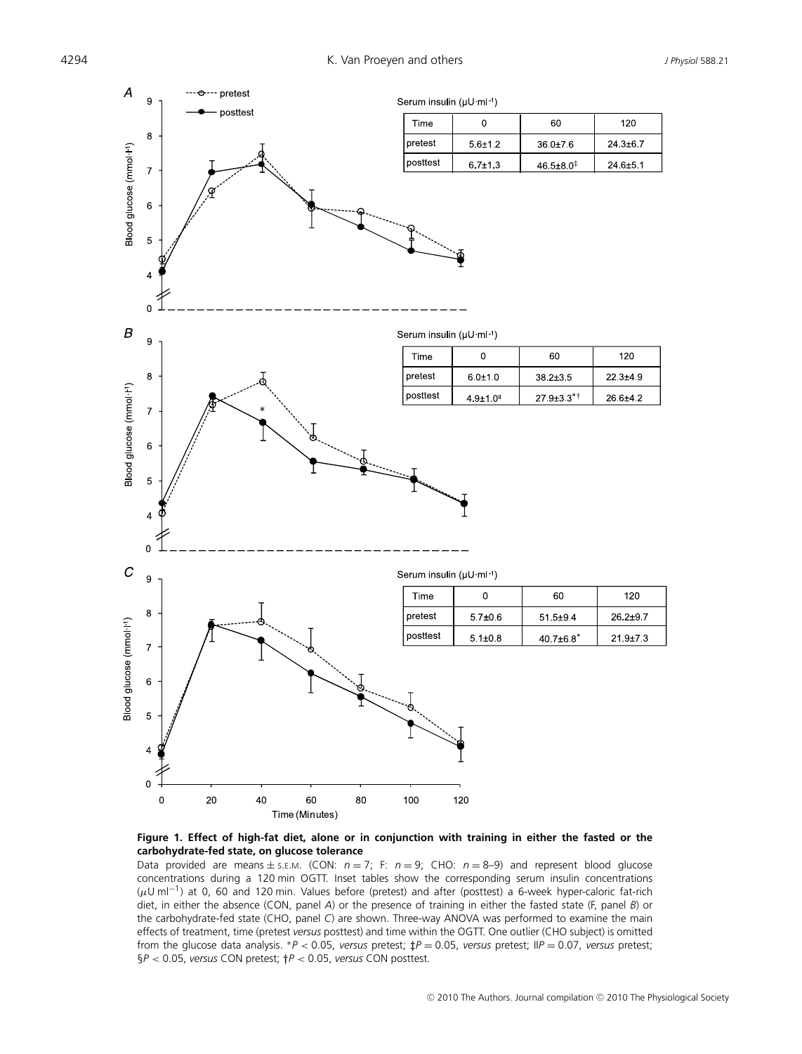Serum insulin (μU·ml⁻¹)

| Time | 0 | 60 | 120 |
| --- | --- | --- | --- |
| pretest | 5.6±1.2 | 36.0±7.6 | 24.3±6.7 |
| posttest | 6.7±1.3 | 46.5±8.0‡ | 24.6±5.1 |

Serum insulin (μU·ml⁻¹)

| Time | 0 | 60 | 120 |
| --- | --- | --- | --- |
| pretest | 6.0±1.0 | 38.2±3.5 | 22.3±4.9 |
| posttest | 4.9±1.0ǁ | 27.9±3.3*† | 26.6±4.2 |

Serum insulin (μU·ml⁻¹)

| Time | 0 | 60 | 120 |
| --- | --- | --- | --- |
| pretest | 5.7±0.6 | 51.5±9.4 | 26.2±9.7 |
| posttest | 5.1±0.8 | 40.7±6.8* | 21.9±7.3 |

**Figure 1. Effect of high-fat diet, alone or in conjunction with training in either the fasted or the carbohydrate-fed state, on glucose tolerance**

Data provided are means ± S.E.M. (CON: $n = 7$; F: $n = 9$; CHO: $n = 8$–9) and represent blood glucose concentrations during a 120 min OGTT. Inset tables show the corresponding serum insulin concentrations ($\mu$U ml$^{-1}$) at 0, 60 and 120 min. Values before (pretest) and after (posttest) a 6-week hyper-caloric fat-rich diet, in either the absence (CON, panel *A*) or the presence of training in either the fasted state (F, panel *B*) or the carbohydrate-fed state (CHO, panel *C*) are shown. Three-way ANOVA was performed to examine the main effects of treatment, time (pretest *versus* posttest) and time within the OGTT. One outlier (CHO subject) is omitted from the glucose data analysis. *$P < 0.05$, *versus* pretest; ‡$P = 0.05$, *versus* pretest; ǁ$P = 0.07$, *versus* pretest; §$P < 0.05$, *versus* CON pretest; †$P < 0.05$, *versus* CON posttest.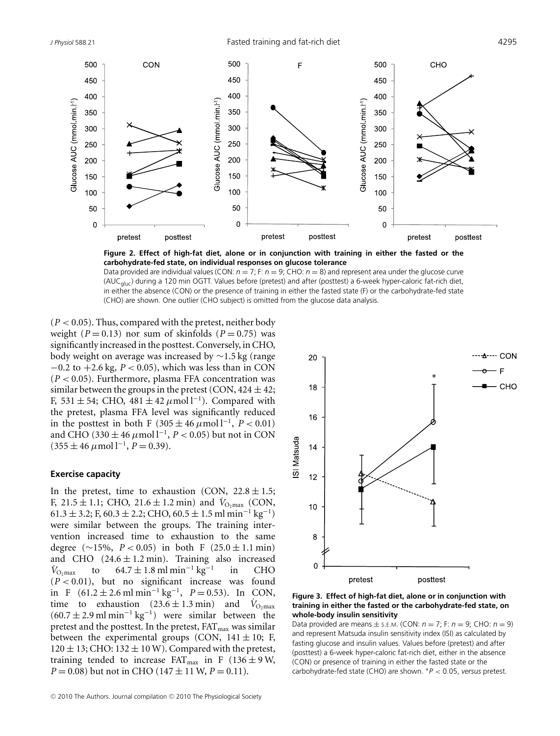**Figure 2. Effect of high-fat diet, alone or in conjunction with training in either the fasted or the carbohydrate-fed state, on individual responses on glucose tolerance**

Data provided are individual values (CON: $n = 7$; F: $n = 9$; CHO: $n = 8$) and represent area under the glucose curve ($AUC_{gluc}$) during a 120 min OGTT. Values before (pretest) and after (posttest) a 6-week hyper-caloric fat-rich diet, in either the absence (CON) or the presence of training in either the fasted state (F) or the carbohydrate-fed state (CHO) are shown. One outlier (CHO subject) is omitted from the glucose data analysis.

($P < 0.05$). Thus, compared with the pretest, neither body weight ($P = 0.13$) nor sum of skinfolds ($P = 0.75$) was significantly increased in the posttest. Conversely, in CHO, body weight on average was increased by ∼1.5 kg (range −0.2 to +2.6 kg, $P < 0.05$), which was less than in CON ($P < 0.05$). Furthermore, plasma FFA concentration was similar between the groups in the pretest (CON, 424 ± 42; F, 531 ± 54; CHO, 481 ± 42 $\mu$mol $l^{-1}$). Compared with the pretest, plasma FFA level was significantly reduced in the posttest in both F (305 ± 46 $\mu$mol $l^{-1}$, $P < 0.01$) and CHO (330 ± 46 $\mu$mol $l^{-1}$, $P < 0.05$) but not in CON (355 ± 46 $\mu$mol $l^{-1}$, $P = 0.39$).

### Exercise capacity

In the pretest, time to exhaustion (CON, 22.8 ± 1.5; F, 21.5 ± 1.1; CHO, 21.6 ± 1.2 min) and $\dot{V}_{O_2max}$ (CON, 61.3 ± 3.2; F, 60.3 ± 2.2; CHO, 60.5 ± 1.5 ml min$^{-1}$ kg$^{-1}$) were similar between the groups. The training intervention increased time to exhaustion to the same degree (∼15%, $P < 0.05$) in both F (25.0 ± 1.1 min) and CHO (24.6 ± 1.2 min). Training also increased $\dot{V}_{O_2max}$ to 64.7 ± 1.8 ml min$^{-1}$ kg$^{-1}$ in CHO ($P < 0.01$), but no significant increase was found in F (61.2 ± 2.6 ml min$^{-1}$ kg$^{-1}$, $P = 0.53$). In CON, time to exhaustion (23.6 ± 1.3 min) and $\dot{V}_{O_2max}$ (60.7 ± 2.9 ml min$^{-1}$ kg$^{-1}$) were similar between the pretest and the posttest. In the pretest, $FAT_{max}$ was similar between the experimental groups (CON, 141 ± 10; F, 120 ± 13; CHO: 132 ± 10 W). Compared with the pretest, training tended to increase $FAT_{max}$ in F (136 ± 9 W, $P = 0.08$) but not in CHO (147 ± 11 W, $P = 0.11$).

**Figure 3. Effect of high-fat diet, alone or in conjunction with training in either the fasted or the carbohydrate-fed state, on whole-body insulin sensitivity**

Data provided are means ± S.E.M. (CON: $n = 7$; F: $n = 9$; CHO: $n = 9$) and represent Matsuda insulin sensitivity index (ISI) as calculated by fasting glucose and insulin values. Values before (pretest) and after (posttest) a 6-week hyper-caloric fat-rich diet, either in the absence (CON) or presence of training in either the fasted state or the carbohydrate-fed state (CHO) are shown. *$P < 0.05$, *versus* pretest.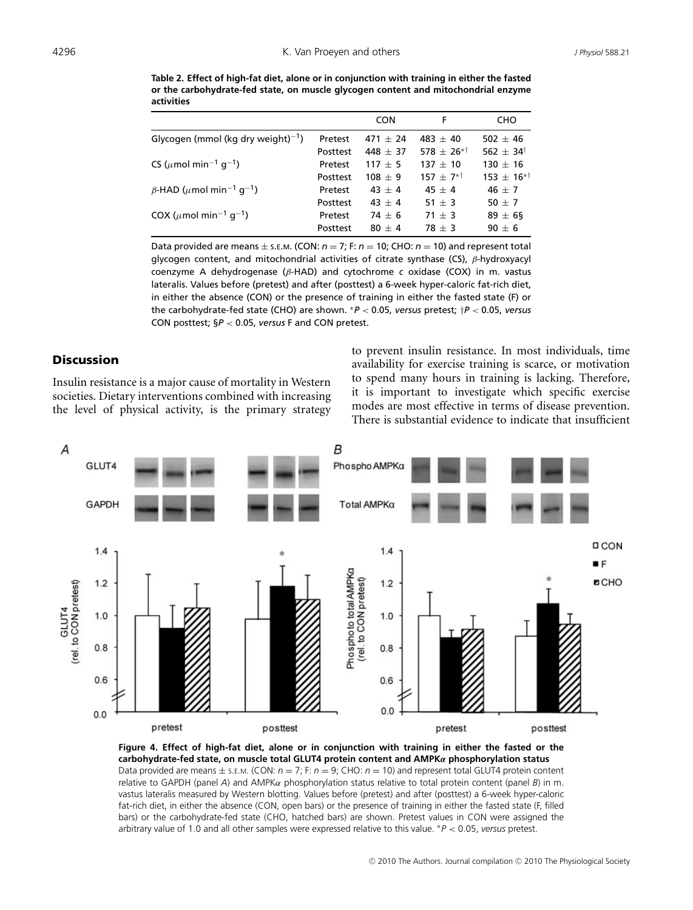**Table 2. Effect of high-fat diet, alone or in conjunction with training in either the fasted or the carbohydrate-fed state, on muscle glycogen content and mitochondrial enzyme activities**

| | | CON | F | CHO |
|---|---|---|---|---|
| Glycogen (mmol (kg dry weight)$^{-1}$) | Pretest | 471 ± 24 | 483 ± 40 | 502 ± 46 |
| | Posttest | 448 ± 37 | 578 ± 26*† | 562 ± 34† |
| CS ($\mu$mol min$^{-1}$ g$^{-1}$) | Pretest | 117 ± 5 | 137 ± 10 | 130 ± 16 |
| | Posttest | 108 ± 9 | 157 ± 7*† | 153 ± 16*† |
| $\beta$-HAD ($\mu$mol min$^{-1}$ g$^{-1}$) | Pretest | 43 ± 4 | 45 ± 4 | 46 ± 7 |
| | Posttest | 43 ± 4 | 51 ± 3 | 50 ± 7 |
| COX ($\mu$mol min$^{-1}$ g$^{-1}$) | Pretest | 74 ± 6 | 71 ± 3 | 89 ± 6§ |
| | Posttest | 80 ± 4 | 78 ± 3 | 90 ± 6 |

Data provided are means ± S.E.M. (CON: $n = 7$; F: $n = 10$; CHO: $n = 10$) and represent total glycogen content, and mitochondrial activities of citrate synthase (CS), $\beta$-hydroxyacyl coenzyme A dehydrogenase ($\beta$-HAD) and cytochrome *c* oxidase (COX) in m. vastus lateralis. Values before (pretest) and after (posttest) a 6-week hyper-caloric fat-rich diet, in either the absence (CON) or the presence of training in either the fasted state (F) or the carbohydrate-fed state (CHO) are shown. *$P < 0.05$, *versus* pretest; †$P < 0.05$, *versus* CON posttest; §$P < 0.05$, *versus* F and CON pretest.

## Discussion

Insulin resistance is a major cause of mortality in Western societies. Dietary interventions combined with increasing the level of physical activity, is the primary strategy to prevent insulin resistance. In most individuals, time availability for exercise training is scarce, or motivation to spend many hours in training is lacking. Therefore, it is important to investigate which specific exercise modes are most effective in terms of disease prevention. There is substantial evidence to indicate that insufficient

**Figure 4. Effect of high-fat diet, alone or in conjunction with training in either the fasted or the carbohydrate-fed state, on muscle total GLUT4 protein content and AMPK$\alpha$ phosphorylation status**
Data provided are means ± S.E.M. (CON: $n = 7$; F: $n = 9$; CHO: $n = 10$) and represent total GLUT4 protein content relative to GAPDH (panel *A*) and AMPK$\alpha$ phosphorylation status relative to total protein content (panel *B*) in m. vastus lateralis measured by Western blotting. Values before (pretest) and after (posttest) a 6-week hyper-caloric fat-rich diet, in either the absence (CON, open bars) or the presence of training in either the fasted state (F, filled bars) or the carbohydrate-fed state (CHO, hatched bars) are shown. Pretest values in CON were assigned the arbitrary value of 1.0 and all other samples were expressed relative to this value. *$P < 0.05$, *versus* pretest.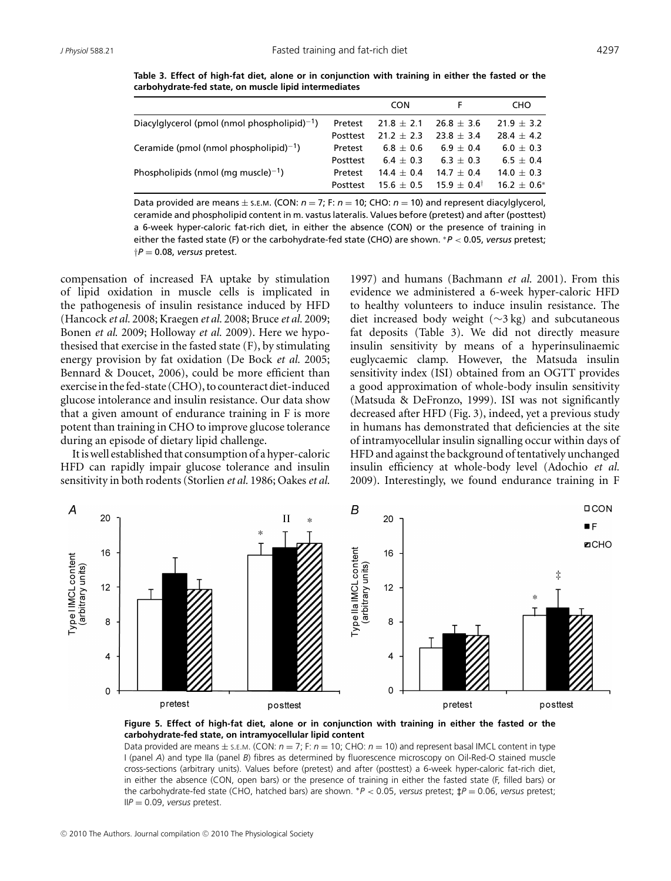**Table 3. Effect of high-fat diet, alone or in conjunction with training in either the fasted or the carbohydrate-fed state, on muscle lipid intermediates**

| | | CON | F | CHO |
|---|---|---|---|---|
| Diacylglycerol (pmol (nmol phospholipid)$^{-1}$) | Pretest | 21.8 ± 2.1 | 26.8 ± 3.6 | 21.9 ± 3.2 |
| | Posttest | 21.2 ± 2.3 | 23.8 ± 3.4 | 28.4 ± 4.2 |
| Ceramide (pmol (nmol phospholipid)$^{-1}$) | Pretest | 6.8 ± 0.6 | 6.9 ± 0.4 | 6.0 ± 0.3 |
| | Posttest | 6.4 ± 0.3 | 6.3 ± 0.3 | 6.5 ± 0.4 |
| Phospholipids (nmol (mg muscle)$^{-1}$) | Pretest | 14.4 ± 0.4 | 14.7 ± 0.4 | 14.0 ± 0.3 |
| | Posttest | 15.6 ± 0.5 | 15.9 ± 0.4† | 16.2 ± 0.6* |

Data provided are means ± S.E.M. (CON: $n = 7$; F: $n = 10$; CHO: $n = 10$) and represent diacylglycerol, ceramide and phospholipid content in m. vastus lateralis. Values before (pretest) and after (posttest) a 6-week hyper-caloric fat-rich diet, in either the absence (CON) or the presence of training in either the fasted state (F) or the carbohydrate-fed state (CHO) are shown. *$P < 0.05$, *versus* pretest; †$P = 0.08$, *versus* pretest.

compensation of increased FA uptake by stimulation of lipid oxidation in muscle cells is implicated in the pathogenesis of insulin resistance induced by HFD (Hancock *et al.* 2008; Kraegen *et al.* 2008; Bruce *et al.* 2009; Bonen *et al.* 2009; Holloway *et al.* 2009). Here we hypothesised that exercise in the fasted state (F), by stimulating energy provision by fat oxidation (De Bock *et al.* 2005; Bennard & Doucet, 2006), could be more efficient than exercise in the fed-state (CHO), to counteract diet-induced glucose intolerance and insulin resistance. Our data show that a given amount of endurance training in F is more potent than training in CHO to improve glucose tolerance during an episode of dietary lipid challenge.

It is well established that consumption of a hyper-caloric HFD can rapidly impair glucose tolerance and insulin sensitivity in both rodents (Storlien *et al.* 1986; Oakes *et al.* 1997) and humans (Bachmann *et al.* 2001). From this evidence we administered a 6-week hyper-caloric HFD to healthy volunteers to induce insulin resistance. The diet increased body weight (~3 kg) and subcutaneous fat deposits (Table 3). We did not directly measure insulin sensitivity by means of a hyperinsulinaemic euglycaemic clamp. However, the Matsuda insulin sensitivity index (ISI) obtained from an OGTT provides a good approximation of whole-body insulin sensitivity (Matsuda & DeFronzo, 1999). ISI was not significantly decreased after HFD (Fig. 3), indeed, yet a previous study in humans has demonstrated that deficiencies at the site of intramyocellular insulin signalling occur within days of HFD and against the background of tentatively unchanged insulin efficiency at whole-body level (Adochio *et al.* 2009). Interestingly, we found endurance training in F

**Figure 5. Effect of high-fat diet, alone or in conjunction with training in either the fasted or the carbohydrate-fed state, on intramyocellular lipid content**

Data provided are means ± S.E.M. (CON: $n = 7$; F: $n = 10$; CHO: $n = 10$) and represent basal IMCL content in type I (panel *A*) and type IIa (panel *B*) fibres as determined by fluorescence microscopy on Oil-Red-O stained muscle cross-sections (arbitrary units). Values before (pretest) and after (posttest) a 6-week hyper-caloric fat-rich diet, in either the absence (CON, open bars) or the presence of training in either the fasted state (F, filled bars) or the carbohydrate-fed state (CHO, hatched bars) are shown. *$P < 0.05$, *versus* pretest; ‡$P = 0.06$, *versus* pretest; ‖$P = 0.09$, *versus* pretest.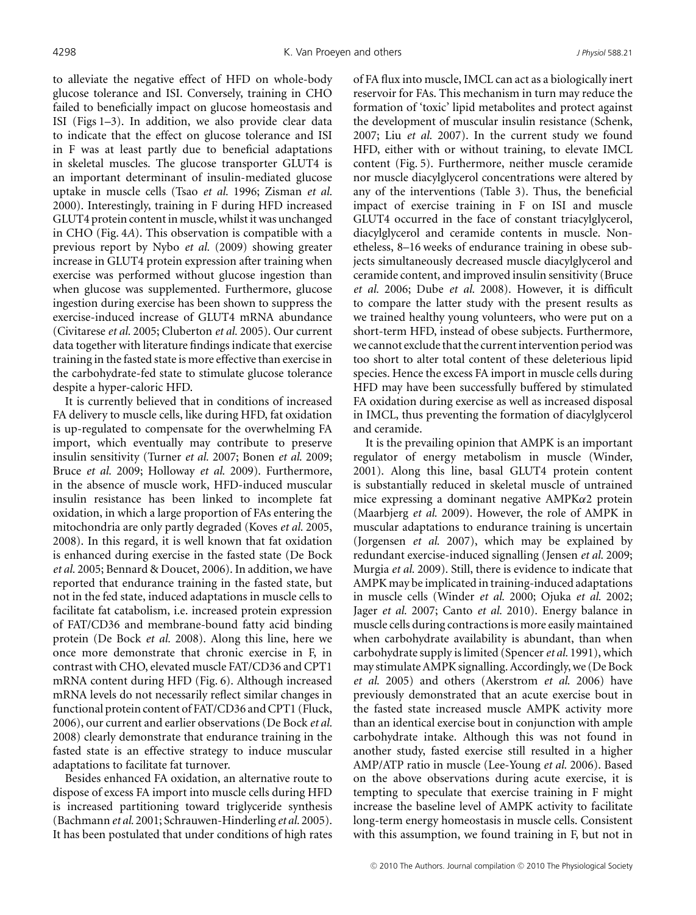to alleviate the negative effect of HFD on whole-body glucose tolerance and ISI. Conversely, training in CHO failed to beneficially impact on glucose homeostasis and ISI (Figs 1–3). In addition, we also provide clear data to indicate that the effect on glucose tolerance and ISI in F was at least partly due to beneficial adaptations in skeletal muscles. The glucose transporter GLUT4 is an important determinant of insulin-mediated glucose uptake in muscle cells (Tsao *et al.* 1996; Zisman *et al.* 2000). Interestingly, training in F during HFD increased GLUT4 protein content in muscle, whilst it was unchanged in CHO (Fig. 4*A*). This observation is compatible with a previous report by Nybo *et al.* (2009) showing greater increase in GLUT4 protein expression after training when exercise was performed without glucose ingestion than when glucose was supplemented. Furthermore, glucose ingestion during exercise has been shown to suppress the exercise-induced increase of GLUT4 mRNA abundance (Civitarese *et al.* 2005; Cluberton *et al.* 2005). Our current data together with literature findings indicate that exercise training in the fasted state is more effective than exercise in the carbohydrate-fed state to stimulate glucose tolerance despite a hyper-caloric HFD.

It is currently believed that in conditions of increased FA delivery to muscle cells, like during HFD, fat oxidation is up-regulated to compensate for the overwhelming FA import, which eventually may contribute to preserve insulin sensitivity (Turner *et al.* 2007; Bonen *et al.* 2009; Bruce *et al.* 2009; Holloway *et al.* 2009). Furthermore, in the absence of muscle work, HFD-induced muscular insulin resistance has been linked to incomplete fat oxidation, in which a large proportion of FAs entering the mitochondria are only partly degraded (Koves *et al.* 2005, 2008). In this regard, it is well known that fat oxidation is enhanced during exercise in the fasted state (De Bock *et al.* 2005; Bennard & Doucet, 2006). In addition, we have reported that endurance training in the fasted state, but not in the fed state, induced adaptations in muscle cells to facilitate fat catabolism, i.e. increased protein expression of FAT/CD36 and membrane-bound fatty acid binding protein (De Bock *et al.* 2008). Along this line, here we once more demonstrate that chronic exercise in F, in contrast with CHO, elevated muscle FAT/CD36 and CPT1 mRNA content during HFD (Fig. 6). Although increased mRNA levels do not necessarily reflect similar changes in functional protein content of FAT/CD36 and CPT1 (Fluck, 2006), our current and earlier observations (De Bock *et al.* 2008) clearly demonstrate that endurance training in the fasted state is an effective strategy to induce muscular adaptations to facilitate fat turnover.

Besides enhanced FA oxidation, an alternative route to dispose of excess FA import into muscle cells during HFD is increased partitioning toward triglyceride synthesis (Bachmann *et al.* 2001; Schrauwen-Hinderling *et al.* 2005). It has been postulated that under conditions of high rates of FA flux into muscle, IMCL can act as a biologically inert reservoir for FAs. This mechanism in turn may reduce the formation of 'toxic' lipid metabolites and protect against the development of muscular insulin resistance (Schenk, 2007; Liu *et al.* 2007). In the current study we found HFD, either with or without training, to elevate IMCL content (Fig. 5). Furthermore, neither muscle ceramide nor muscle diacylglycerol concentrations were altered by any of the interventions (Table 3). Thus, the beneficial impact of exercise training in F on ISI and muscle GLUT4 occurred in the face of constant triacylglycerol, diacylglycerol and ceramide contents in muscle. Nonetheless, 8–16 weeks of endurance training in obese subjects simultaneously decreased muscle diacylglycerol and ceramide content, and improved insulin sensitivity (Bruce *et al.* 2006; Dube *et al.* 2008). However, it is difficult to compare the latter study with the present results as we trained healthy young volunteers, who were put on a short-term HFD, instead of obese subjects. Furthermore, we cannot exclude that the current intervention period was too short to alter total content of these deleterious lipid species. Hence the excess FA import in muscle cells during HFD may have been successfully buffered by stimulated FA oxidation during exercise as well as increased disposal in IMCL, thus preventing the formation of diacylglycerol and ceramide.

It is the prevailing opinion that AMPK is an important regulator of energy metabolism in muscle (Winder, 2001). Along this line, basal GLUT4 protein content is substantially reduced in skeletal muscle of untrained mice expressing a dominant negative AMPK$\alpha$2 protein (Maarbjerg *et al.* 2009). However, the role of AMPK in muscular adaptations to endurance training is uncertain (Jorgensen *et al.* 2007), which may be explained by redundant exercise-induced signalling (Jensen *et al.* 2009; Murgia *et al.* 2009). Still, there is evidence to indicate that AMPK may be implicated in training-induced adaptations in muscle cells (Winder *et al.* 2000; Ojuka *et al.* 2002; Jager *et al.* 2007; Canto *et al.* 2010). Energy balance in muscle cells during contractions is more easily maintained when carbohydrate availability is abundant, than when carbohydrate supply is limited (Spencer *et al.* 1991), which may stimulate AMPK signalling. Accordingly, we (De Bock *et al.* 2005) and others (Akerstrom *et al.* 2006) have previously demonstrated that an acute exercise bout in the fasted state increased muscle AMPK activity more than an identical exercise bout in conjunction with ample carbohydrate intake. Although this was not found in another study, fasted exercise still resulted in a higher AMP/ATP ratio in muscle (Lee-Young *et al.* 2006). Based on the above observations during acute exercise, it is tempting to speculate that exercise training in F might increase the baseline level of AMPK activity to facilitate long-term energy homeostasis in muscle cells. Consistent with this assumption, we found training in F, but not in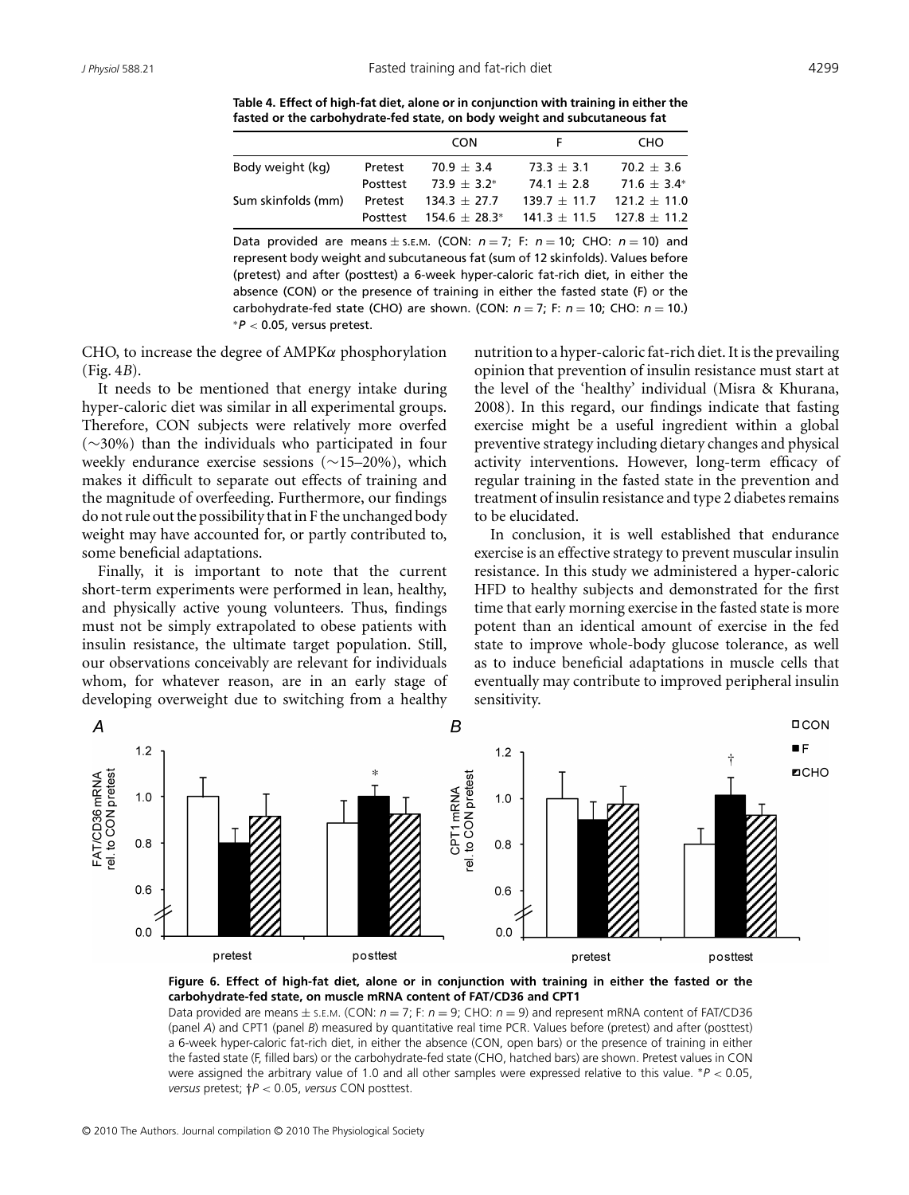**Table 4. Effect of high-fat diet, alone or in conjunction with training in either the fasted or the carbohydrate-fed state, on body weight and subcutaneous fat**

| | | CON | F | CHO |
|---|---|---|---|---|
| Body weight (kg) | Pretest | 70.9 ± 3.4 | 73.3 ± 3.1 | 70.2 ± 3.6 |
| | Posttest | 73.9 ± 3.2* | 74.1 ± 2.8 | 71.6 ± 3.4* |
| Sum skinfolds (mm) | Pretest | 134.3 ± 27.7 | 139.7 ± 11.7 | 121.2 ± 11.0 |
| | Posttest | 154.6 ± 28.3* | 141.3 ± 11.5 | 127.8 ± 11.2 |

Data provided are means ± S.E.M. (CON: $n = 7$; F: $n = 10$; CHO: $n = 10$) and represent body weight and subcutaneous fat (sum of 12 skinfolds). Values before (pretest) and after (posttest) a 6-week hyper-caloric fat-rich diet, in either the absence (CON) or the presence of training in either the fasted state (F) or the carbohydrate-fed state (CHO) are shown. (CON: $n = 7$; F: $n = 10$; CHO: $n = 10$.) *$P < 0.05$, versus pretest.

CHO, to increase the degree of AMPK$\alpha$ phosphorylation (Fig. 4*B*).

It needs to be mentioned that energy intake during hyper-caloric diet was similar in all experimental groups. Therefore, CON subjects were relatively more overfed (~30%) than the individuals who participated in four weekly endurance exercise sessions (~15–20%), which makes it difficult to separate out effects of training and the magnitude of overfeeding. Furthermore, our findings do not rule out the possibility that in F the unchanged body weight may have accounted for, or partly contributed to, some beneficial adaptations.

Finally, it is important to note that the current short-term experiments were performed in lean, healthy, and physically active young volunteers. Thus, findings must not be simply extrapolated to obese patients with insulin resistance, the ultimate target population. Still, our observations conceivably are relevant for individuals whom, for whatever reason, are in an early stage of developing overweight due to switching from a healthy nutrition to a hyper-caloric fat-rich diet. It is the prevailing opinion that prevention of insulin resistance must start at the level of the 'healthy' individual (Misra & Khurana, 2008). In this regard, our findings indicate that fasting exercise might be a useful ingredient within a global preventive strategy including dietary changes and physical activity interventions. However, long-term efficacy of regular training in the fasted state in the prevention and treatment of insulin resistance and type 2 diabetes remains to be elucidated.

In conclusion, it is well established that endurance exercise is an effective strategy to prevent muscular insulin resistance. In this study we administered a hyper-caloric HFD to healthy subjects and demonstrated for the first time that early morning exercise in the fasted state is more potent than an identical amount of exercise in the fed state to improve whole-body glucose tolerance, as well as to induce beneficial adaptations in muscle cells that eventually may contribute to improved peripheral insulin sensitivity.

**Figure 6. Effect of high-fat diet, alone or in conjunction with training in either the fasted or the carbohydrate-fed state, on muscle mRNA content of FAT/CD36 and CPT1**

Data provided are means ± S.E.M. (CON: $n = 7$; F: $n = 9$; CHO: $n = 9$) and represent mRNA content of FAT/CD36 (panel *A*) and CPT1 (panel *B*) measured by quantitative real time PCR. Values before (pretest) and after (posttest) a 6-week hyper-caloric fat-rich diet, in either the absence (CON, open bars) or the presence of training in either the fasted state (F, filled bars) or the carbohydrate-fed state (CHO, hatched bars) are shown. Pretest values in CON were assigned the arbitrary value of 1.0 and all other samples were expressed relative to this value. *$P < 0.05$, *versus* pretest; †$P < 0.05$, *versus* CON posttest.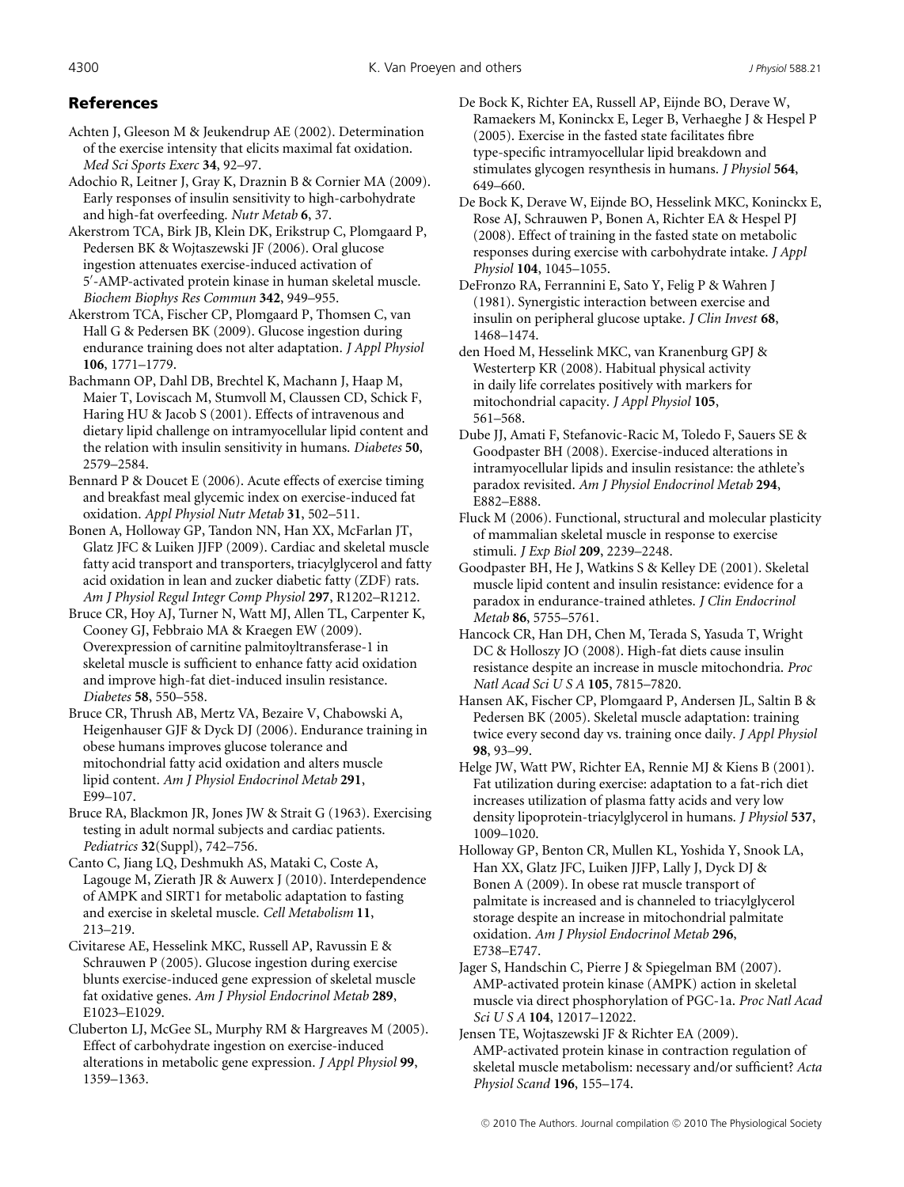## References

Achten J, Gleeson M & Jeukendrup AE (2002). Determination of the exercise intensity that elicits maximal fat oxidation. *Med Sci Sports Exerc* **34**, 92–97.

Adochio R, Leitner J, Gray K, Draznin B & Cornier MA (2009). Early responses of insulin sensitivity to high-carbohydrate and high-fat overfeeding. *Nutr Metab* **6**, 37.

Akerstrom TCA, Birk JB, Klein DK, Erikstrup C, Plomgaard P, Pedersen BK & Wojtaszewski JF (2006). Oral glucose ingestion attenuates exercise-induced activation of 5′-AMP-activated protein kinase in human skeletal muscle. *Biochem Biophys Res Commun* **342**, 949–955.

Akerstrom TCA, Fischer CP, Plomgaard P, Thomsen C, van Hall G & Pedersen BK (2009). Glucose ingestion during endurance training does not alter adaptation. *J Appl Physiol* **106**, 1771–1779.

Bachmann OP, Dahl DB, Brechtel K, Machann J, Haap M, Maier T, Loviscach M, Stumvoll M, Claussen CD, Schick F, Haring HU & Jacob S (2001). Effects of intravenous and dietary lipid challenge on intramyocellular lipid content and the relation with insulin sensitivity in humans. *Diabetes* **50**, 2579–2584.

Bennard P & Doucet E (2006). Acute effects of exercise timing and breakfast meal glycemic index on exercise-induced fat oxidation. *Appl Physiol Nutr Metab* **31**, 502–511.

Bonen A, Holloway GP, Tandon NN, Han XX, McFarlan JT, Glatz JFC & Luiken JJFP (2009). Cardiac and skeletal muscle fatty acid transport and transporters, triacylglycerol and fatty acid oxidation in lean and zucker diabetic fatty (ZDF) rats. *Am J Physiol Regul Integr Comp Physiol* **297**, R1202–R1212.

Bruce CR, Hoy AJ, Turner N, Watt MJ, Allen TL, Carpenter K, Cooney GJ, Febbraio MA & Kraegen EW (2009). Overexpression of carnitine palmitoyltransferase-1 in skeletal muscle is sufficient to enhance fatty acid oxidation and improve high-fat diet-induced insulin resistance. *Diabetes* **58**, 550–558.

Bruce CR, Thrush AB, Mertz VA, Bezaire V, Chabowski A, Heigenhauser GJF & Dyck DJ (2006). Endurance training in obese humans improves glucose tolerance and mitochondrial fatty acid oxidation and alters muscle lipid content. *Am J Physiol Endocrinol Metab* **291**, E99–107.

Bruce RA, Blackmon JR, Jones JW & Strait G (1963). Exercising testing in adult normal subjects and cardiac patients. *Pediatrics* **32**(Suppl), 742–756.

Canto C, Jiang LQ, Deshmukh AS, Mataki C, Coste A, Lagouge M, Zierath JR & Auwerx J (2010). Interdependence of AMPK and SIRT1 for metabolic adaptation to fasting and exercise in skeletal muscle. *Cell Metabolism* **11**, 213–219.

Civitarese AE, Hesselink MKC, Russell AP, Ravussin E & Schrauwen P (2005). Glucose ingestion during exercise blunts exercise-induced gene expression of skeletal muscle fat oxidative genes. *Am J Physiol Endocrinol Metab* **289**, E1023–E1029.

Cluberton LJ, McGee SL, Murphy RM & Hargreaves M (2005). Effect of carbohydrate ingestion on exercise-induced alterations in metabolic gene expression. *J Appl Physiol* **99**, 1359–1363.

De Bock K, Richter EA, Russell AP, Eijnde BO, Derave W, Ramaekers M, Koninckx E, Leger B, Verhaeghe J & Hespel P (2005). Exercise in the fasted state facilitates fibre type-specific intramyocellular lipid breakdown and stimulates glycogen resynthesis in humans. *J Physiol* **564**, 649–660.

De Bock K, Derave W, Eijnde BO, Hesselink MKC, Koninckx E, Rose AJ, Schrauwen P, Bonen A, Richter EA & Hespel PJ (2008). Effect of training in the fasted state on metabolic responses during exercise with carbohydrate intake. *J Appl Physiol* **104**, 1045–1055.

DeFronzo RA, Ferrannini E, Sato Y, Felig P & Wahren J (1981). Synergistic interaction between exercise and insulin on peripheral glucose uptake. *J Clin Invest* **68**, 1468–1474.

den Hoed M, Hesselink MKC, van Kranenburg GPJ & Westerterp KR (2008). Habitual physical activity in daily life correlates positively with markers for mitochondrial capacity. *J Appl Physiol* **105**, 561–568.

Dube JJ, Amati F, Stefanovic-Racic M, Toledo F, Sauers SE & Goodpaster BH (2008). Exercise-induced alterations in intramyocellular lipids and insulin resistance: the athlete's paradox revisited. *Am J Physiol Endocrinol Metab* **294**, E882–E888.

Fluck M (2006). Functional, structural and molecular plasticity of mammalian skeletal muscle in response to exercise stimuli. *J Exp Biol* **209**, 2239–2248.

Goodpaster BH, He J, Watkins S & Kelley DE (2001). Skeletal muscle lipid content and insulin resistance: evidence for a paradox in endurance-trained athletes. *J Clin Endocrinol Metab* **86**, 5755–5761.

Hancock CR, Han DH, Chen M, Terada S, Yasuda T, Wright DC & Holloszy JO (2008). High-fat diets cause insulin resistance despite an increase in muscle mitochondria. *Proc Natl Acad Sci U S A* **105**, 7815–7820.

Hansen AK, Fischer CP, Plomgaard P, Andersen JL, Saltin B & Pedersen BK (2005). Skeletal muscle adaptation: training twice every second day vs. training once daily. *J Appl Physiol* **98**, 93–99.

Helge JW, Watt PW, Richter EA, Rennie MJ & Kiens B (2001). Fat utilization during exercise: adaptation to a fat-rich diet increases utilization of plasma fatty acids and very low density lipoprotein-triacylglycerol in humans. *J Physiol* **537**, 1009–1020.

Holloway GP, Benton CR, Mullen KL, Yoshida Y, Snook LA, Han XX, Glatz JFC, Luiken JJFP, Lally J, Dyck DJ & Bonen A (2009). In obese rat muscle transport of palmitate is increased and is channeled to triacylglycerol storage despite an increase in mitochondrial palmitate oxidation. *Am J Physiol Endocrinol Metab* **296**, E738–E747.

Jager S, Handschin C, Pierre J & Spiegelman BM (2007). AMP-activated protein kinase (AMPK) action in skeletal muscle via direct phosphorylation of PGC-1a. *Proc Natl Acad Sci U S A* **104**, 12017–12022.

Jensen TE, Wojtaszewski JF & Richter EA (2009). AMP-activated protein kinase in contraction regulation of skeletal muscle metabolism: necessary and/or sufficient? *Acta Physiol Scand* **196**, 155–174.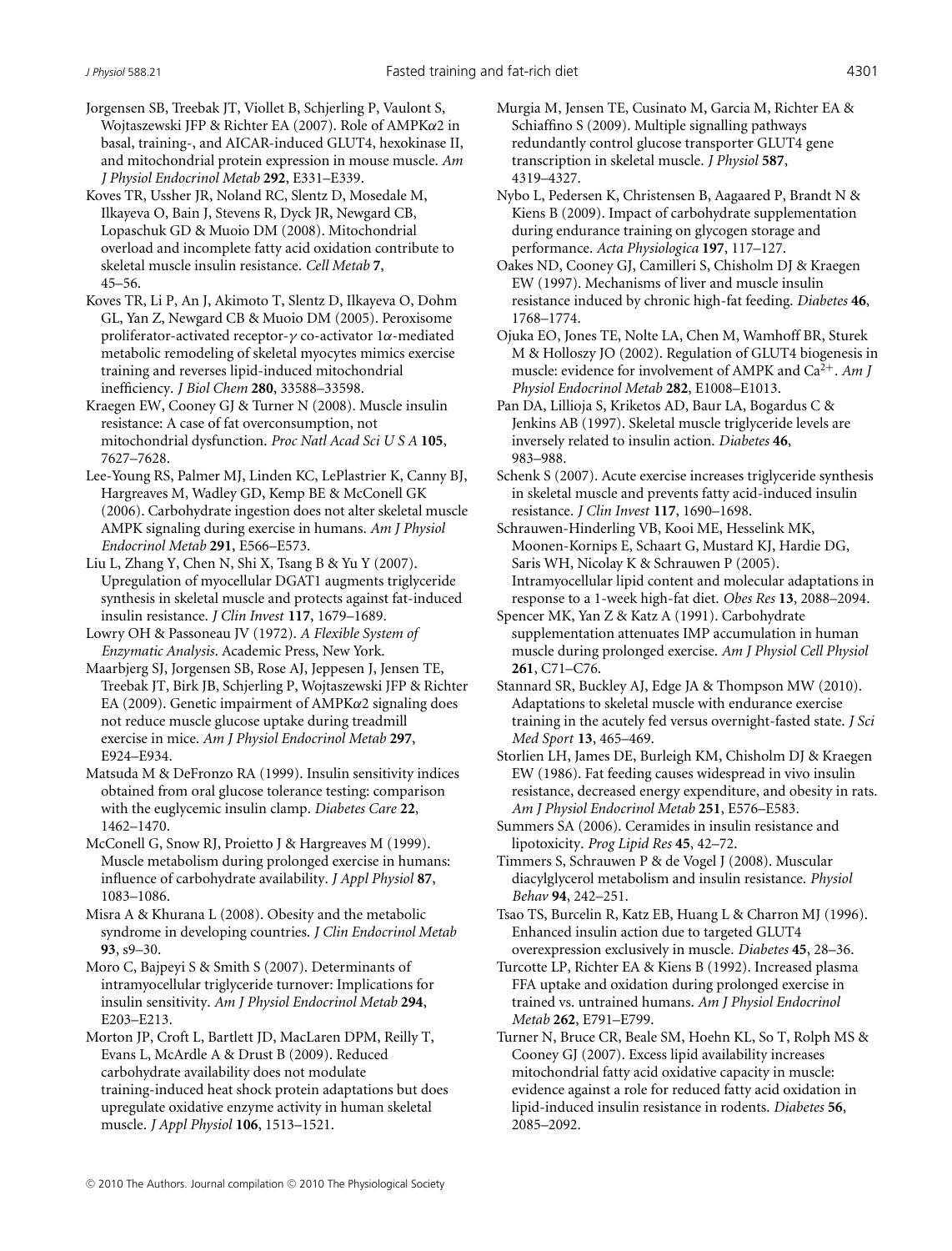Jorgensen SB, Treebak JT, Viollet B, Schjerling P, Vaulont S, Wojtaszewski JFP & Richter EA (2007). Role of AMPK$\alpha$2 in basal, training-, and AICAR-induced GLUT4, hexokinase II, and mitochondrial protein expression in mouse muscle. *Am J Physiol Endocrinol Metab* **292**, E331–E339.

Koves TR, Ussher JR, Noland RC, Slentz D, Mosedale M, Ilkayeva O, Bain J, Stevens R, Dyck JR, Newgard CB, Lopaschuk GD & Muoio DM (2008). Mitochondrial overload and incomplete fatty acid oxidation contribute to skeletal muscle insulin resistance. *Cell Metab* **7**, 45–56.

Koves TR, Li P, An J, Akimoto T, Slentz D, Ilkayeva O, Dohm GL, Yan Z, Newgard CB & Muoio DM (2005). Peroxisome proliferator-activated receptor-$\gamma$ co-activator 1$\alpha$-mediated metabolic remodeling of skeletal myocytes mimics exercise training and reverses lipid-induced mitochondrial inefficiency. *J Biol Chem* **280**, 33588–33598.

Kraegen EW, Cooney GJ & Turner N (2008). Muscle insulin resistance: A case of fat overconsumption, not mitochondrial dysfunction. *Proc Natl Acad Sci U S A* **105**, 7627–7628.

Lee-Young RS, Palmer MJ, Linden KC, LePlastrier K, Canny BJ, Hargreaves M, Wadley GD, Kemp BE & McConell GK (2006). Carbohydrate ingestion does not alter skeletal muscle AMPK signaling during exercise in humans. *Am J Physiol Endocrinol Metab* **291**, E566–E573.

Liu L, Zhang Y, Chen N, Shi X, Tsang B & Yu Y (2007). Upregulation of myocellular DGAT1 augments triglyceride synthesis in skeletal muscle and protects against fat-induced insulin resistance. *J Clin Invest* **117**, 1679–1689.

Lowry OH & Passoneau JV (1972). *A Flexible System of Enzymatic Analysis*. Academic Press, New York.

Maarbjerg SJ, Jorgensen SB, Rose AJ, Jeppesen J, Jensen TE, Treebak JT, Birk JB, Schjerling P, Wojtaszewski JFP & Richter EA (2009). Genetic impairment of AMPK$\alpha$2 signaling does not reduce muscle glucose uptake during treadmill exercise in mice. *Am J Physiol Endocrinol Metab* **297**, E924–E934.

Matsuda M & DeFronzo RA (1999). Insulin sensitivity indices obtained from oral glucose tolerance testing: comparison with the euglycemic insulin clamp. *Diabetes Care* **22**, 1462–1470.

McConell G, Snow RJ, Proietto J & Hargreaves M (1999). Muscle metabolism during prolonged exercise in humans: influence of carbohydrate availability. *J Appl Physiol* **87**, 1083–1086.

Misra A & Khurana L (2008). Obesity and the metabolic syndrome in developing countries. *J Clin Endocrinol Metab* **93**, s9–30.

Moro C, Bajpeyi S & Smith S (2007). Determinants of intramyocellular triglyceride turnover: Implications for insulin sensitivity. *Am J Physiol Endocrinol Metab* **294**, E203–E213.

Morton JP, Croft L, Bartlett JD, MacLaren DPM, Reilly T, Evans L, McArdle A & Drust B (2009). Reduced carbohydrate availability does not modulate training-induced heat shock protein adaptations but does upregulate oxidative enzyme activity in human skeletal muscle. *J Appl Physiol* **106**, 1513–1521.

Murgia M, Jensen TE, Cusinato M, Garcia M, Richter EA & Schiaffino S (2009). Multiple signalling pathways redundantly control glucose transporter GLUT4 gene transcription in skeletal muscle. *J Physiol* **587**, 4319–4327.

Nybo L, Pedersen K, Christensen B, Aagaared P, Brandt N & Kiens B (2009). Impact of carbohydrate supplementation during endurance training on glycogen storage and performance. *Acta Physiologica* **197**, 117–127.

Oakes ND, Cooney GJ, Camilleri S, Chisholm DJ & Kraegen EW (1997). Mechanisms of liver and muscle insulin resistance induced by chronic high-fat feeding. *Diabetes* **46**, 1768–1774.

Ojuka EO, Jones TE, Nolte LA, Chen M, Wamhoff BR, Sturek M & Holloszy JO (2002). Regulation of GLUT4 biogenesis in muscle: evidence for involvement of AMPK and $Ca^{2+}$. *Am J Physiol Endocrinol Metab* **282**, E1008–E1013.

Pan DA, Lillioja S, Kriketos AD, Baur LA, Bogardus C & Jenkins AB (1997). Skeletal muscle triglyceride levels are inversely related to insulin action. *Diabetes* **46**, 983–988.

Schenk S (2007). Acute exercise increases triglyceride synthesis in skeletal muscle and prevents fatty acid-induced insulin resistance. *J Clin Invest* **117**, 1690–1698.

Schrauwen-Hinderling VB, Kooi ME, Hesselink MK, Moonen-Kornips E, Schaart G, Mustard KJ, Hardie DG, Saris WH, Nicolay K & Schrauwen P (2005). Intramyocellular lipid content and molecular adaptations in response to a 1-week high-fat diet. *Obes Res* **13**, 2088–2094.

Spencer MK, Yan Z & Katz A (1991). Carbohydrate supplementation attenuates IMP accumulation in human muscle during prolonged exercise. *Am J Physiol Cell Physiol* **261**, C71–C76.

Stannard SR, Buckley AJ, Edge JA & Thompson MW (2010). Adaptations to skeletal muscle with endurance exercise training in the acutely fed versus overnight-fasted state. *J Sci Med Sport* **13**, 465–469.

Storlien LH, James DE, Burleigh KM, Chisholm DJ & Kraegen EW (1986). Fat feeding causes widespread in vivo insulin resistance, decreased energy expenditure, and obesity in rats. *Am J Physiol Endocrinol Metab* **251**, E576–E583.

Summers SA (2006). Ceramides in insulin resistance and lipotoxicity. *Prog Lipid Res* **45**, 42–72.

Timmers S, Schrauwen P & de Vogel J (2008). Muscular diacylglycerol metabolism and insulin resistance. *Physiol Behav* **94**, 242–251.

Tsao TS, Burcelin R, Katz EB, Huang L & Charron MJ (1996). Enhanced insulin action due to targeted GLUT4 overexpression exclusively in muscle. *Diabetes* **45**, 28–36.

Turcotte LP, Richter EA & Kiens B (1992). Increased plasma FFA uptake and oxidation during prolonged exercise in trained vs. untrained humans. *Am J Physiol Endocrinol Metab* **262**, E791–E799.

Turner N, Bruce CR, Beale SM, Hoehn KL, So T, Rolph MS & Cooney GJ (2007). Excess lipid availability increases mitochondrial fatty acid oxidative capacity in muscle: evidence against a role for reduced fatty acid oxidation in lipid-induced insulin resistance in rodents. *Diabetes* **56**, 2085–2092.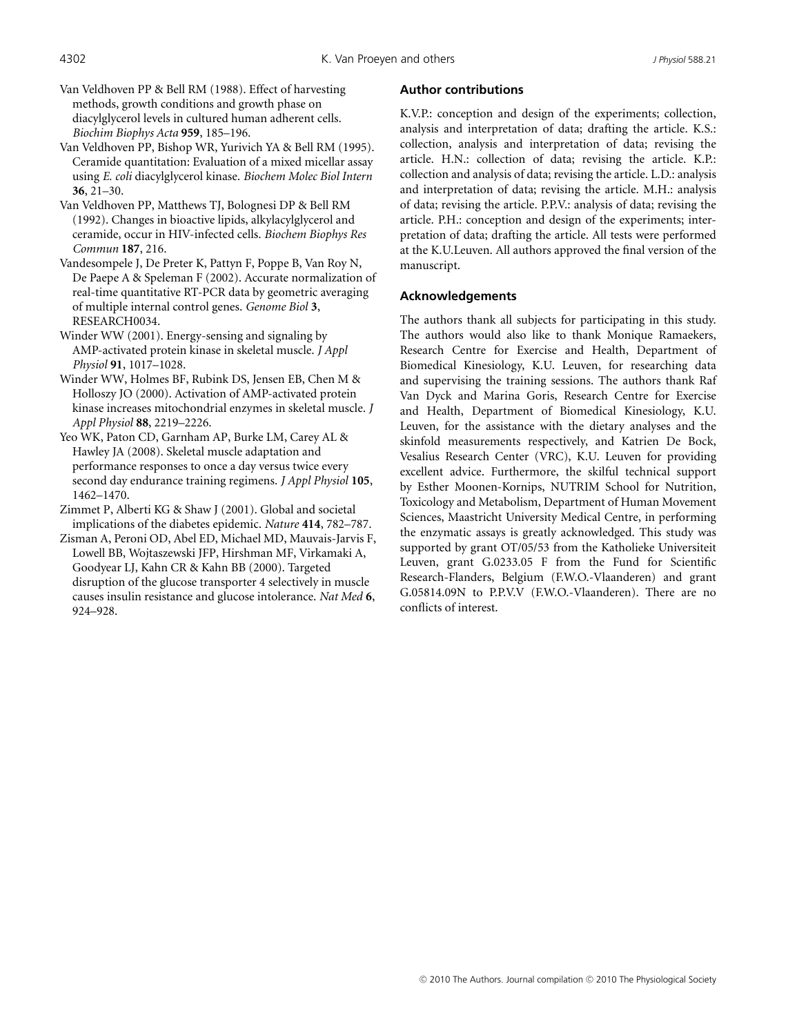Van Veldhoven PP & Bell RM (1988). Effect of harvesting methods, growth conditions and growth phase on diacylglycerol levels in cultured human adherent cells. *Biochim Biophys Acta* **959**, 185–196.

Van Veldhoven PP, Bishop WR, Yurivich YA & Bell RM (1995). Ceramide quantitation: Evaluation of a mixed micellar assay using *E. coli* diacylglycerol kinase. *Biochem Molec Biol Intern* **36**, 21–30.

Van Veldhoven PP, Matthews TJ, Bolognesi DP & Bell RM (1992). Changes in bioactive lipids, alkylacylglycerol and ceramide, occur in HIV-infected cells. *Biochem Biophys Res Commun* **187**, 216.

Vandesompele J, De Preter K, Pattyn F, Poppe B, Van Roy N, De Paepe A & Speleman F (2002). Accurate normalization of real-time quantitative RT-PCR data by geometric averaging of multiple internal control genes. *Genome Biol* **3**, RESEARCH0034.

Winder WW (2001). Energy-sensing and signaling by AMP-activated protein kinase in skeletal muscle. *J Appl Physiol* **91**, 1017–1028.

Winder WW, Holmes BF, Rubink DS, Jensen EB, Chen M & Holloszy JO (2000). Activation of AMP-activated protein kinase increases mitochondrial enzymes in skeletal muscle. *J Appl Physiol* **88**, 2219–2226.

Yeo WK, Paton CD, Garnham AP, Burke LM, Carey AL & Hawley JA (2008). Skeletal muscle adaptation and performance responses to once a day versus twice every second day endurance training regimens. *J Appl Physiol* **105**, 1462–1470.

Zimmet P, Alberti KG & Shaw J (2001). Global and societal implications of the diabetes epidemic. *Nature* **414**, 782–787.

Zisman A, Peroni OD, Abel ED, Michael MD, Mauvais-Jarvis F, Lowell BB, Wojtaszewski JFP, Hirshman MF, Virkamaki A, Goodyear LJ, Kahn CR & Kahn BB (2000). Targeted disruption of the glucose transporter 4 selectively in muscle causes insulin resistance and glucose intolerance. *Nat Med* **6**, 924–928.

### Author contributions

K.V.P.: conception and design of the experiments; collection, analysis and interpretation of data; drafting the article. K.S.: collection, analysis and interpretation of data; revising the article. H.N.: collection of data; revising the article. K.P.: collection and analysis of data; revising the article. L.D.: analysis and interpretation of data; revising the article. M.H.: analysis of data; revising the article. P.P.V.: analysis of data; revising the article. P.H.: conception and design of the experiments; interpretation of data; drafting the article. All tests were performed at the K.U.Leuven. All authors approved the final version of the manuscript.

### Acknowledgements

The authors thank all subjects for participating in this study. The authors would also like to thank Monique Ramaekers, Research Centre for Exercise and Health, Department of Biomedical Kinesiology, K.U. Leuven, for researching data and supervising the training sessions. The authors thank Raf Van Dyck and Marina Goris, Research Centre for Exercise and Health, Department of Biomedical Kinesiology, K.U. Leuven, for the assistance with the dietary analyses and the skinfold measurements respectively, and Katrien De Bock, Vesalius Research Center (VRC), K.U. Leuven for providing excellent advice. Furthermore, the skilful technical support by Esther Moonen-Kornips, NUTRIM School for Nutrition, Toxicology and Metabolism, Department of Human Movement Sciences, Maastricht University Medical Centre, in performing the enzymatic assays is greatly acknowledged. This study was supported by grant OT/05/53 from the Katholieke Universiteit Leuven, grant G.0233.05 F from the Fund for Scientific Research-Flanders, Belgium (F.W.O.-Vlaanderen) and grant G.05814.09N to P.P.V.V (F.W.O.-Vlaanderen). There are no conflicts of interest.